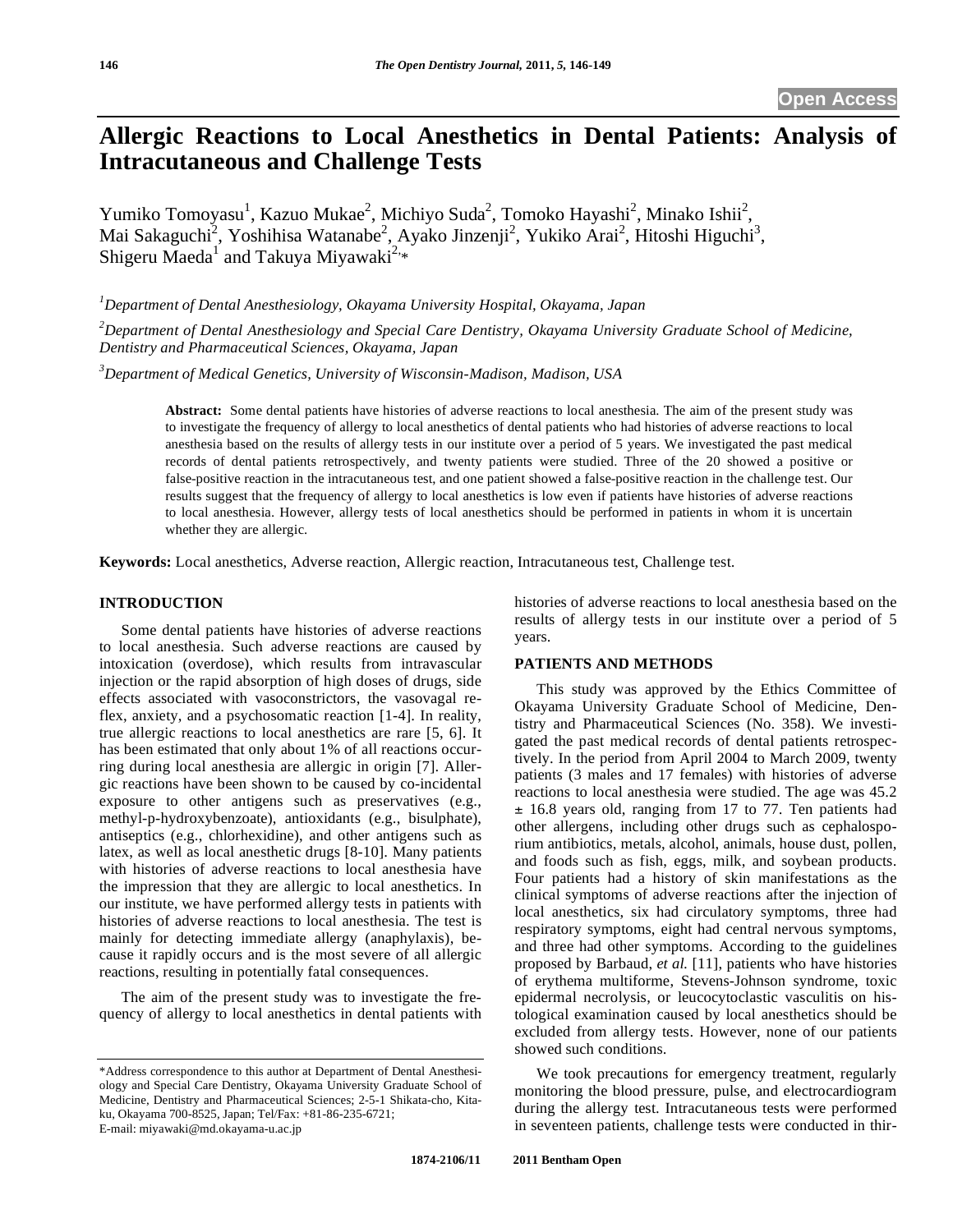# Allergic Reactions to Local Anesthetics in Dental Patients: Analysis of Intracutaneous and Challenge Tests

Yumiko Tomoyasu[1], Kazuo Mukae[2], Michiyo Suda[2], Tomoko Hayashi[2], Minako Ishii[2], Mai Sakaguchi[2], Yoshihisa Watanabe[2], Ayako Jinzenji[2], Yukiko Arai[2], Hitoshi Higuchi[3], Shigeru Maeda[1] and Takuya Miyawaki[2,*]

[1]*Department of Dental Anesthesiology, Okayama University Hospital, Okayama, Japan*

[2]*Department of Dental Anesthesiology and Special Care Dentistry, Okayama University Graduate School of Medicine, Dentistry and Pharmaceutical Sciences, Okayama, Japan*

[3]*Department of Medical Genetics, University of Wisconsin-Madison, Madison, USA*

**Abstract:** Some dental patients have histories of adverse reactions to local anesthesia. The aim of the present study was to investigate the frequency of allergy to local anesthetics of dental patients who had histories of adverse reactions to local anesthesia based on the results of allergy tests in our institute over a period of 5 years. We investigated the past medical records of dental patients retrospectively, and twenty patients were studied. Three of the 20 showed a positive or false-positive reaction in the intracutaneous test, and one patient showed a false-positive reaction in the challenge test. Our results suggest that the frequency of allergy to local anesthetics is low even if patients have histories of adverse reactions to local anesthesia. However, allergy tests of local anesthetics should be performed in patients in whom it is uncertain whether they are allergic.

**Keywords:** Local anesthetics, Adverse reaction, Allergic reaction, Intracutaneous test, Challenge test.

## INTRODUCTION

Some dental patients have histories of adverse reactions to local anesthesia. Such adverse reactions are caused by intoxication (overdose), which results from intravascular injection or the rapid absorption of high doses of drugs, side effects associated with vasoconstrictors, the vasovagal reflex, anxiety, and a psychosomatic reaction [1-4]. In reality, true allergic reactions to local anesthetics are rare [5, 6]. It has been estimated that only about 1% of all reactions occurring during local anesthesia are allergic in origin [7]. Allergic reactions have been shown to be caused by co-incidental exposure to other antigens such as preservatives (e.g., methyl-p-hydroxybenzoate), antioxidants (e.g., bisulphate), antiseptics (e.g., chlorhexidine), and other antigens such as latex, as well as local anesthetic drugs [8-10]. Many patients with histories of adverse reactions to local anesthesia have the impression that they are allergic to local anesthetics. In our institute, we have performed allergy tests in patients with histories of adverse reactions to local anesthesia. The test is mainly for detecting immediate allergy (anaphylaxis), because it rapidly occurs and is the most severe of all allergic reactions, resulting in potentially fatal consequences.

The aim of the present study was to investigate the frequency of allergy to local anesthetics in dental patients with histories of adverse reactions to local anesthesia based on the results of allergy tests in our institute over a period of 5 years.

## PATIENTS AND METHODS

This study was approved by the Ethics Committee of Okayama University Graduate School of Medicine, Dentistry and Pharmaceutical Sciences (No. 358). We investigated the past medical records of dental patients retrospectively. In the period from April 2004 to March 2009, twenty patients (3 males and 17 females) with histories of adverse reactions to local anesthesia were studied. The age was 45.2 ± 16.8 years old, ranging from 17 to 77. Ten patients had other allergens, including other drugs such as cephalosporium antibiotics, metals, alcohol, animals, house dust, pollen, and foods such as fish, eggs, milk, and soybean products. Four patients had a history of skin manifestations as the clinical symptoms of adverse reactions after the injection of local anesthetics, six had circulatory symptoms, three had respiratory symptoms, eight had central nervous symptoms, and three had other symptoms. According to the guidelines proposed by Barbaud, *et al.* [11], patients who have histories of erythema multiforme, Stevens-Johnson syndrome, toxic epidermal necrolysis, or leucocytoclastic vasculitis on histological examination caused by local anesthetics should be excluded from allergy tests. However, none of our patients showed such conditions.

We took precautions for emergency treatment, regularly monitoring the blood pressure, pulse, and electrocardiogram during the allergy test. Intracutaneous tests were performed in seventeen patients, challenge tests were conducted in thir-

*Address correspondence to this author at Department of Dental Anesthesiology and Special Care Dentistry, Okayama University Graduate School of Medicine, Dentistry and Pharmaceutical Sciences; 2-5-1 Shikata-cho, Kita-ku, Okayama 700-8525, Japan; Tel/Fax: +81-86-235-6721; E-mail: miyawaki@md.okayama-u.ac.jp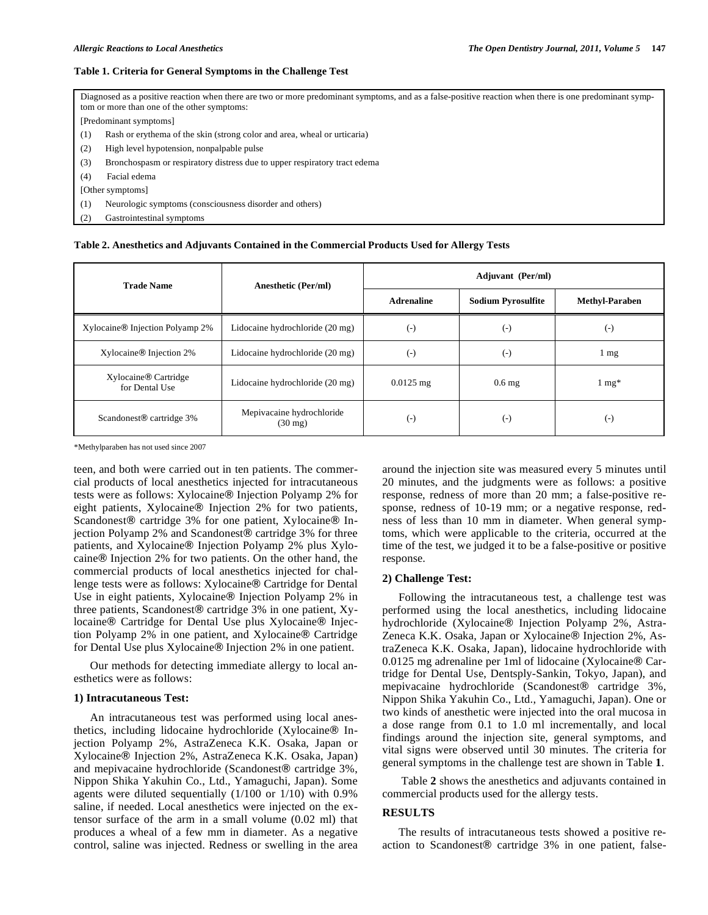**Table 1. Criteria for General Symptoms in the Challenge Test**

Diagnosed as a positive reaction when there are two or more predominant symptoms, and as a false-positive reaction when there is one predominant symptom or more than one of the other symptoms:

[Predominant symptoms]

(1) Rash or erythema of the skin (strong color and area, wheal or urticaria)

(2) High level hypotension, nonpalpable pulse

(3) Bronchospasm or respiratory distress due to upper respiratory tract edema

(4) Facial edema

[Other symptoms]

(1) Neurologic symptoms (consciousness disorder and others)

(2) Gastrointestinal symptoms

**Table 2. Anesthetics and Adjuvants Contained in the Commercial Products Used for Allergy Tests**

| Trade Name | Anesthetic (Per/ml) | Adjuvant (Per/ml) | | |
|---|---|---|---|---|
| | | **Adrenaline** | **Sodium Pyrosulfite** | **Methyl-Paraben** |
| Xylocaine® Injection Polyamp 2% | Lidocaine hydrochloride (20 mg) | (-) | (-) | (-) |
| Xylocaine® Injection 2% | Lidocaine hydrochloride (20 mg) | (-) | (-) | 1 mg |
| Xylocaine® Cartridge for Dental Use | Lidocaine hydrochloride (20 mg) | 0.0125 mg | 0.6 mg | 1 mg* |
| Scandonest® cartridge 3% | Mepivacaine hydrochloride (30 mg) | (-) | (-) | (-) |

*Methylparaben has not used since 2007

teen, and both were carried out in ten patients. The commercial products of local anesthetics injected for intracutaneous tests were as follows: Xylocaine® Injection Polyamp 2% for eight patients, Xylocaine® Injection 2% for two patients, Scandonest® cartridge 3% for one patient, Xylocaine® Injection Polyamp 2% and Scandonest® cartridge 3% for three patients, and Xylocaine® Injection Polyamp 2% plus Xylocaine® Injection 2% for two patients. On the other hand, the commercial products of local anesthetics injected for challenge tests were as follows: Xylocaine® Cartridge for Dental Use in eight patients, Xylocaine® Injection Polyamp 2% in three patients, Scandonest® cartridge 3% in one patient, Xylocaine® Cartridge for Dental Use plus Xylocaine® Injection Polyamp 2% in one patient, and Xylocaine® Cartridge for Dental Use plus Xylocaine® Injection 2% in one patient.

Our methods for detecting immediate allergy to local anesthetics were as follows:

### 1) Intracutaneous Test:

An intracutaneous test was performed using local anesthetics, including lidocaine hydrochloride (Xylocaine® Injection Polyamp 2%, AstraZeneca K.K. Osaka, Japan or Xylocaine® Injection 2%, AstraZeneca K.K. Osaka, Japan) and mepivacaine hydrochloride (Scandonest® cartridge 3%, Nippon Shika Yakuhin Co., Ltd., Yamaguchi, Japan). Some agents were diluted sequentially (1/100 or 1/10) with 0.9% saline, if needed. Local anesthetics were injected on the extensor surface of the arm in a small volume (0.02 ml) that produces a wheal of a few mm in diameter. As a negative control, saline was injected. Redness or swelling in the area around the injection site was measured every 5 minutes until 20 minutes, and the judgments were as follows: a positive response, redness of more than 20 mm; a false-positive response, redness of 10-19 mm; or a negative response, redness of less than 10 mm in diameter. When general symptoms, which were applicable to the criteria, occurred at the time of the test, we judged it to be a false-positive or positive response.

### 2) Challenge Test:

Following the intracutaneous test, a challenge test was performed using the local anesthetics, including lidocaine hydrochloride (Xylocaine® Injection Polyamp 2%, AstraZeneca K.K. Osaka, Japan or Xylocaine® Injection 2%, AstraZeneca K.K. Osaka, Japan), lidocaine hydrochloride with 0.0125 mg adrenaline per 1ml of lidocaine (Xylocaine® Cartridge for Dental Use, Dentsply-Sankin, Tokyo, Japan), and mepivacaine hydrochloride (Scandonest® cartridge 3%, Nippon Shika Yakuhin Co., Ltd., Yamaguchi, Japan). One or two kinds of anesthetic were injected into the oral mucosa in a dose range from 0.1 to 1.0 ml incrementally, and local findings around the injection site, general symptoms, and vital signs were observed until 30 minutes. The criteria for general symptoms in the challenge test are shown in Table **1**.

Table **2** shows the anesthetics and adjuvants contained in commercial products used for the allergy tests.

## RESULTS

The results of intracutaneous tests showed a positive reaction to Scandonest® cartridge 3% in one patient, false-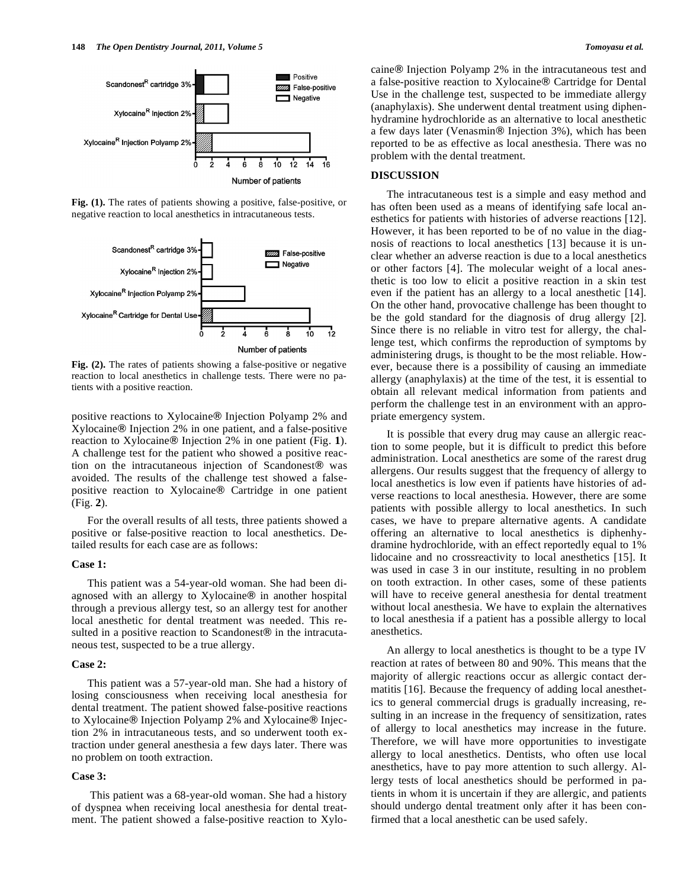Scandonest[R] cartridge 3%

Xylocaine[R] Injection 2%

Xylocaine[R] Injection Polyamp 2%

Positive

False-positive

Negative

0 2 4 6 8 10 12 14 16

Number of patients

**Fig. (1).** The rates of patients showing a positive, false-positive, or negative reaction to local anesthetics in intracutaneous tests.

Scandonest[R] cartridge 3%

Xylocaine[R] Injection 2%

Xylocaine[R] Injection Polyamp 2%

Xylocaine[R] Cartridge for Dental Use

False-positive

Negative

0 2 4 6 8 10 12

Number of patients

**Fig. (2).** The rates of patients showing a false-positive or negative reaction to local anesthetics in challenge tests. There were no patients with a positive reaction.

positive reactions to Xylocaine® Injection Polyamp 2% and Xylocaine® Injection 2% in one patient, and a false-positive reaction to Xylocaine® Injection 2% in one patient (Fig. **1**). A challenge test for the patient who showed a positive reaction on the intracutaneous injection of Scandonest® was avoided. The results of the challenge test showed a false-positive reaction to Xylocaine® Cartridge in one patient (Fig. **2**).

For the overall results of all tests, three patients showed a positive or false-positive reaction to local anesthetics. Detailed results for each case are as follows:

### Case 1:

This patient was a 54-year-old woman. She had been diagnosed with an allergy to Xylocaine® in another hospital through a previous allergy test, so an allergy test for another local anesthetic for dental treatment was needed. This resulted in a positive reaction to Scandonest® in the intracutaneous test, suspected to be a true allergy.

### Case 2:

This patient was a 57-year-old man. She had a history of losing consciousness when receiving local anesthesia for dental treatment. The patient showed false-positive reactions to Xylocaine® Injection Polyamp 2% and Xylocaine® Injection 2% in intracutaneous tests, and so underwent tooth extraction under general anesthesia a few days later. There was no problem on tooth extraction.

### Case 3:

This patient was a 68-year-old woman. She had a history of dyspnea when receiving local anesthesia for dental treatment. The patient showed a false-positive reaction to Xylocaine® Injection Polyamp 2% in the intracutaneous test and a false-positive reaction to Xylocaine® Cartridge for Dental Use in the challenge test, suspected to be immediate allergy (anaphylaxis). She underwent dental treatment using diphenhydramine hydrochloride as an alternative to local anesthetic a few days later (Venasmin® Injection 3%), which has been reported to be as effective as local anesthesia. There was no problem with the dental treatment.

## DISCUSSION

The intracutaneous test is a simple and easy method and has often been used as a means of identifying safe local anesthetics for patients with histories of adverse reactions [12]. However, it has been reported to be of no value in the diagnosis of reactions to local anesthetics [13] because it is unclear whether an adverse reaction is due to a local anesthetics or other factors [4]. The molecular weight of a local anesthetic is too low to elicit a positive reaction in a skin test even if the patient has an allergy to a local anesthetic [14]. On the other hand, provocative challenge has been thought to be the gold standard for the diagnosis of drug allergy [2]. Since there is no reliable in vitro test for allergy, the challenge test, which confirms the reproduction of symptoms by administering drugs, is thought to be the most reliable. However, because there is a possibility of causing an immediate allergy (anaphylaxis) at the time of the test, it is essential to obtain all relevant medical information from patients and perform the challenge test in an environment with an appropriate emergency system.

It is possible that every drug may cause an allergic reaction to some people, but it is difficult to predict this before administration. Local anesthetics are some of the rarest drug allergens. Our results suggest that the frequency of allergy to local anesthetics is low even if patients have histories of adverse reactions to local anesthesia. However, there are some patients with possible allergy to local anesthetics. In such cases, we have to prepare alternative agents. A candidate offering an alternative to local anesthetics is diphenhydramine hydrochloride, with an effect reportedly equal to 1% lidocaine and no crossreactivity to local anesthetics [15]. It was used in case 3 in our institute, resulting in no problem on tooth extraction. In other cases, some of these patients will have to receive general anesthesia for dental treatment without local anesthesia. We have to explain the alternatives to local anesthesia if a patient has a possible allergy to local anesthetics.

An allergy to local anesthetics is thought to be a type IV reaction at rates of between 80 and 90%. This means that the majority of allergic reactions occur as allergic contact dermatitis [16]. Because the frequency of adding local anesthetics to general commercial drugs is gradually increasing, resulting in an increase in the frequency of sensitization, rates of allergy to local anesthetics may increase in the future. Therefore, we will have more opportunities to investigate allergy to local anesthetics. Dentists, who often use local anesthetics, have to pay more attention to such allergy. Allergy tests of local anesthetics should be performed in patients in whom it is uncertain if they are allergic, and patients should undergo dental treatment only after it has been confirmed that a local anesthetic can be used safely.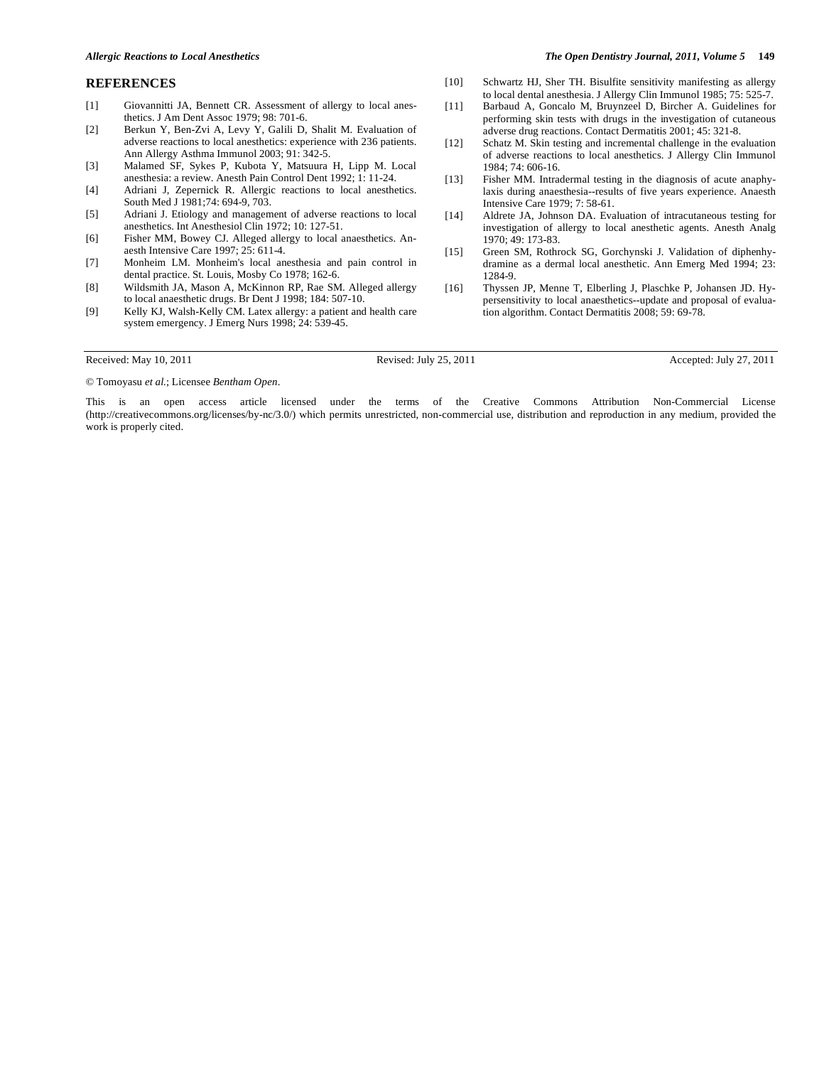## REFERENCES

[1] Giovannitti JA, Bennett CR. Assessment of allergy to local anesthetics. J Am Dent Assoc 1979; 98: 701-6.

[2] Berkun Y, Ben-Zvi A, Levy Y, Galili D, Shalit M. Evaluation of adverse reactions to local anesthetics: experience with 236 patients. Ann Allergy Asthma Immunol 2003; 91: 342-5.

[3] Malamed SF, Sykes P, Kubota Y, Matsuura H, Lipp M. Local anesthesia: a review. Anesth Pain Control Dent 1992; 1: 11-24.

[4] Adriani J, Zepernick R. Allergic reactions to local anesthetics. South Med J 1981;74: 694-9, 703.

[5] Adriani J. Etiology and management of adverse reactions to local anesthetics. Int Anesthesiol Clin 1972; 10: 127-51.

[6] Fisher MM, Bowey CJ. Alleged allergy to local anaesthetics. Anaesth Intensive Care 1997; 25: 611-4.

[7] Monheim LM. Monheim's local anesthesia and pain control in dental practice. St. Louis, Mosby Co 1978; 162-6.

[8] Wildsmith JA, Mason A, McKinnon RP, Rae SM. Alleged allergy to local anaesthetic drugs. Br Dent J 1998; 184: 507-10.

[9] Kelly KJ, Walsh-Kelly CM. Latex allergy: a patient and health care system emergency. J Emerg Nurs 1998; 24: 539-45.

[10] Schwartz HJ, Sher TH. Bisulfite sensitivity manifesting as allergy to local dental anesthesia. J Allergy Clin Immunol 1985; 75: 525-7.

[11] Barbaud A, Goncalo M, Bruynzeel D, Bircher A. Guidelines for performing skin tests with drugs in the investigation of cutaneous adverse drug reactions. Contact Dermatitis 2001; 45: 321-8.

[12] Schatz M. Skin testing and incremental challenge in the evaluation of adverse reactions to local anesthetics. J Allergy Clin Immunol 1984; 74: 606-16.

[13] Fisher MM. Intradermal testing in the diagnosis of acute anaphylaxis during anaesthesia--results of five years experience. Anaesth Intensive Care 1979; 7: 58-61.

[14] Aldrete JA, Johnson DA. Evaluation of intracutaneous testing for investigation of allergy to local anesthetic agents. Anesth Analg 1970; 49: 173-83.

[15] Green SM, Rothrock SG, Gorchynski J. Validation of diphenhydramine as a dermal local anesthetic. Ann Emerg Med 1994; 23: 1284-9.

[16] Thyssen JP, Menne T, Elberling J, Plaschke P, Johansen JD. Hypersensitivity to local anaesthetics--update and proposal of evaluation algorithm. Contact Dermatitis 2008; 59: 69-78.

Received: May 10, 2011 Revised: July 25, 2011 Accepted: July 27, 2011

© Tomoyasu *et al.*; Licensee *Bentham Open*.

This is an open access article licensed under the terms of the Creative Commons Attribution Non-Commercial License (http://creativecommons.org/licenses/by-nc/3.0/) which permits unrestricted, non-commercial use, distribution and reproduction in any medium, provided the work is properly cited.